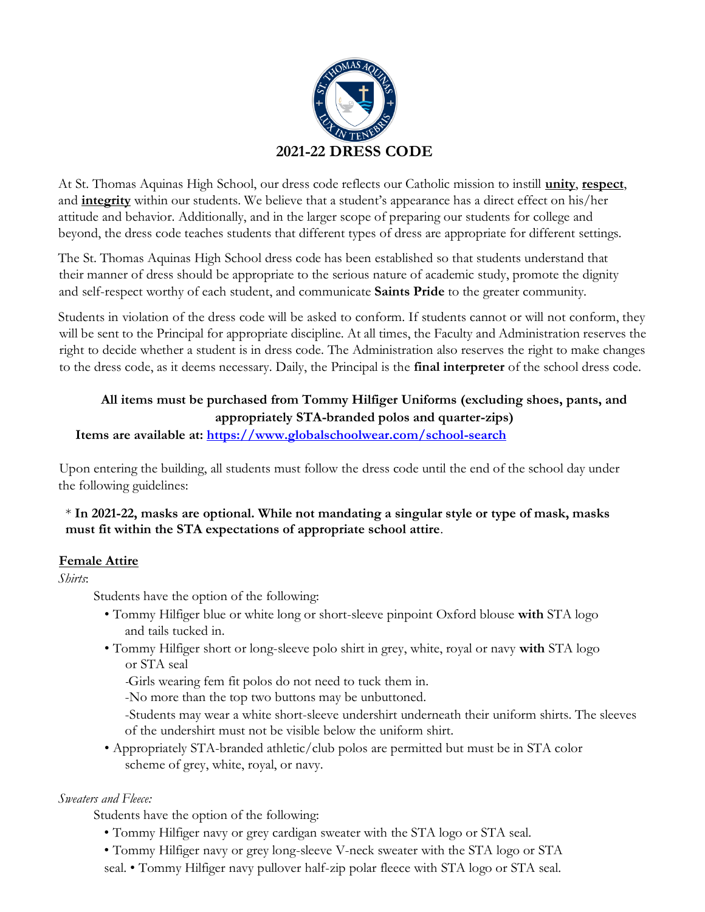# 2021-22 DRESS CODE

At St. Thomas Aquinas High School, our dress code reflects our Catholic mission to instill **unity**, **respect**, and **integrity** within our students. We believe that a student's appearance has a direct effect on his/her attitude and behavior. Additionally, and in the larger scope of preparing our students for college and beyond, the dress code teaches students that different types of dress are appropriate for different settings.

The St. Thomas Aquinas High School dress code has been established so that students understand that their manner of dress should be appropriate to the serious nature of academic study, promote the dignity and self-respect worthy of each student, and communicate **Saints Pride** to the greater community.

Students in violation of the dress code will be asked to conform. If students cannot or will not conform, they will be sent to the Principal for appropriate discipline. At all times, the Faculty and Administration reserves the right to decide whether a student is in dress code. The Administration also reserves the right to make changes to the dress code, as it deems necessary. Daily, the Principal is the **final interpreter** of the school dress code.

**All items must be purchased from Tommy Hilfiger Uniforms (excluding shoes, pants, and appropriately STA-branded polos and quarter-zips)**

**Items are available at: [https://www.globalschoolwear.com/school-search](https://www.globalschoolwear.com/school-search)**

Upon entering the building, all students must follow the dress code until the end of the school day under the following guidelines:

\* **In 2021-22, masks are optional. While not mandating a singular style or type of mask, masks must fit within the STA expectations of appropriate school attire**.

## Female Attire

*Shirts*:

Students have the option of the following:

- Tommy Hilfiger blue or white long or short-sleeve pinpoint Oxford blouse **with** STA logo and tails tucked in.
- Tommy Hilfiger short or long-sleeve polo shirt in grey, white, royal or navy **with** STA logo or STA seal
  - -Girls wearing fem fit polos do not need to tuck them in.
  - -No more than the top two buttons may be unbuttoned.
  - -Students may wear a white short-sleeve undershirt underneath their uniform shirts. The sleeves of the undershirt must not be visible below the uniform shirt.
- Appropriately STA-branded athletic/club polos are permitted but must be in STA color scheme of grey, white, royal, or navy.

*Sweaters and Fleece:*

Students have the option of the following:

- Tommy Hilfiger navy or grey cardigan sweater with the STA logo or STA seal.
- Tommy Hilfiger navy or grey long-sleeve V-neck sweater with the STA logo or STA seal.
- Tommy Hilfiger navy pullover half-zip polar fleece with STA logo or STA seal.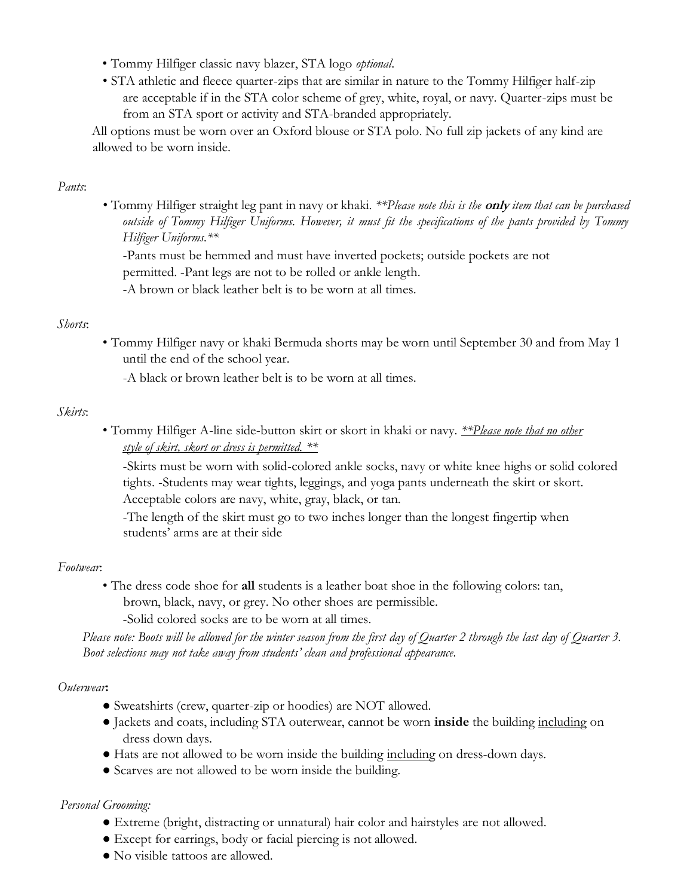- Tommy Hilfiger classic navy blazer, STA logo *optional*.
- STA athletic and fleece quarter-zips that are similar in nature to the Tommy Hilfiger half-zip are acceptable if in the STA color scheme of grey, white, royal, or navy. Quarter-zips must be from an STA sport or activity and STA-branded appropriately.

All options must be worn over an Oxford blouse or STA polo. No full zip jackets of any kind are allowed to be worn inside.

*Pants*:

- Tommy Hilfiger straight leg pant in navy or khaki. *\*\*Please note this is the **only** item that can be purchased outside of Tommy Hilfiger Uniforms. However, it must fit the specifications of the pants provided by Tommy Hilfiger Uniforms.\*\**

  -Pants must be hemmed and must have inverted pockets; outside pockets are not permitted. -Pant legs are not to be rolled or ankle length.

  -A brown or black leather belt is to be worn at all times.

*Shorts*:

- Tommy Hilfiger navy or khaki Bermuda shorts may be worn until September 30 and from May 1 until the end of the school year.

  -A black or brown leather belt is to be worn at all times.

*Skirts*:

- Tommy Hilfiger A-line side-button skirt or skort in khaki or navy. <u>*\*\*Please note that no other style of skirt, skort or dress is permitted. \*\**</u>

  -Skirts must be worn with solid-colored ankle socks, navy or white knee highs or solid colored tights. -Students may wear tights, leggings, and yoga pants underneath the skirt or skort. Acceptable colors are navy, white, gray, black, or tan.

  -The length of the skirt must go to two inches longer than the longest fingertip when students' arms are at their side

*Footwear*:

- The dress code shoe for **all** students is a leather boat shoe in the following colors: tan, brown, black, navy, or grey. No other shoes are permissible.

  -Solid colored socks are to be worn at all times.

*Please note: Boots will be allowed for the winter season from the first day of Quarter 2 through the last day of Quarter 3. Boot selections may not take away from students' clean and professional appearance.*

*Outerwear*:

- Sweatshirts (crew, quarter-zip or hoodies) are NOT allowed.
- Jackets and coats, including STA outerwear, cannot be worn **inside** the building <u>including</u> on dress down days.
- Hats are not allowed to be worn inside the building <u>including</u> on dress-down days.
- Scarves are not allowed to be worn inside the building.

*Personal Grooming:*

- Extreme (bright, distracting or unnatural) hair color and hairstyles are not allowed.
- Except for earrings, body or facial piercing is not allowed.
- No visible tattoos are allowed.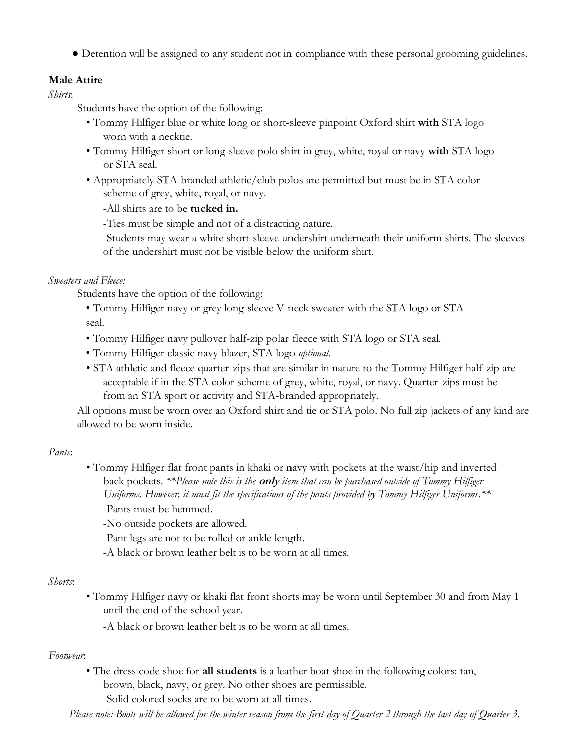- Detention will be assigned to any student not in compliance with these personal grooming guidelines.

## Male Attire

*Shirts*:

Students have the option of the following:

- Tommy Hilfiger blue or white long or short-sleeve pinpoint Oxford shirt **with** STA logo worn with a necktie.
- Tommy Hilfiger short or long-sleeve polo shirt in grey, white, royal or navy **with** STA logo or STA seal.
- Appropriately STA-branded athletic/club polos are permitted but must be in STA color scheme of grey, white, royal, or navy.

  -All shirts are to be **tucked in.**

  -Ties must be simple and not of a distracting nature.

  -Students may wear a white short-sleeve undershirt underneath their uniform shirts. The sleeves of the undershirt must not be visible below the uniform shirt.

*Sweaters and Fleece:*

Students have the option of the following:

- Tommy Hilfiger navy or grey long-sleeve V-neck sweater with the STA logo or STA seal.
- Tommy Hilfiger navy pullover half-zip polar fleece with STA logo or STA seal.
- Tommy Hilfiger classic navy blazer, STA logo *optional.*
- STA athletic and fleece quarter-zips that are similar in nature to the Tommy Hilfiger half-zip are acceptable if in the STA color scheme of grey, white, royal, or navy. Quarter-zips must be from an STA sport or activity and STA-branded appropriately.

All options must be worn over an Oxford shirt and tie or STA polo. No full zip jackets of any kind are allowed to be worn inside.

*Pants*:

- Tommy Hilfiger flat front pants in khaki or navy with pockets at the waist/hip and inverted back pockets. *\*\*Please note this is the **only** item that can be purchased outside of Tommy Hilfiger Uniforms. However, it must fit the specifications of the pants provided by Tommy Hilfiger Uniforms.\*\**

  -Pants must be hemmed.

  -No outside pockets are allowed.

  -Pant legs are not to be rolled or ankle length.

  -A black or brown leather belt is to be worn at all times.

*Shorts*:

- Tommy Hilfiger navy or khaki flat front shorts may be worn until September 30 and from May 1 until the end of the school year.

  -A black or brown leather belt is to be worn at all times.

*Footwear*:

- The dress code shoe for **all students** is a leather boat shoe in the following colors: tan, brown, black, navy, or grey. No other shoes are permissible.

  -Solid colored socks are to be worn at all times.

*Please note: Boots will be allowed for the winter season from the first day of Quarter 2 through the last day of Quarter 3.*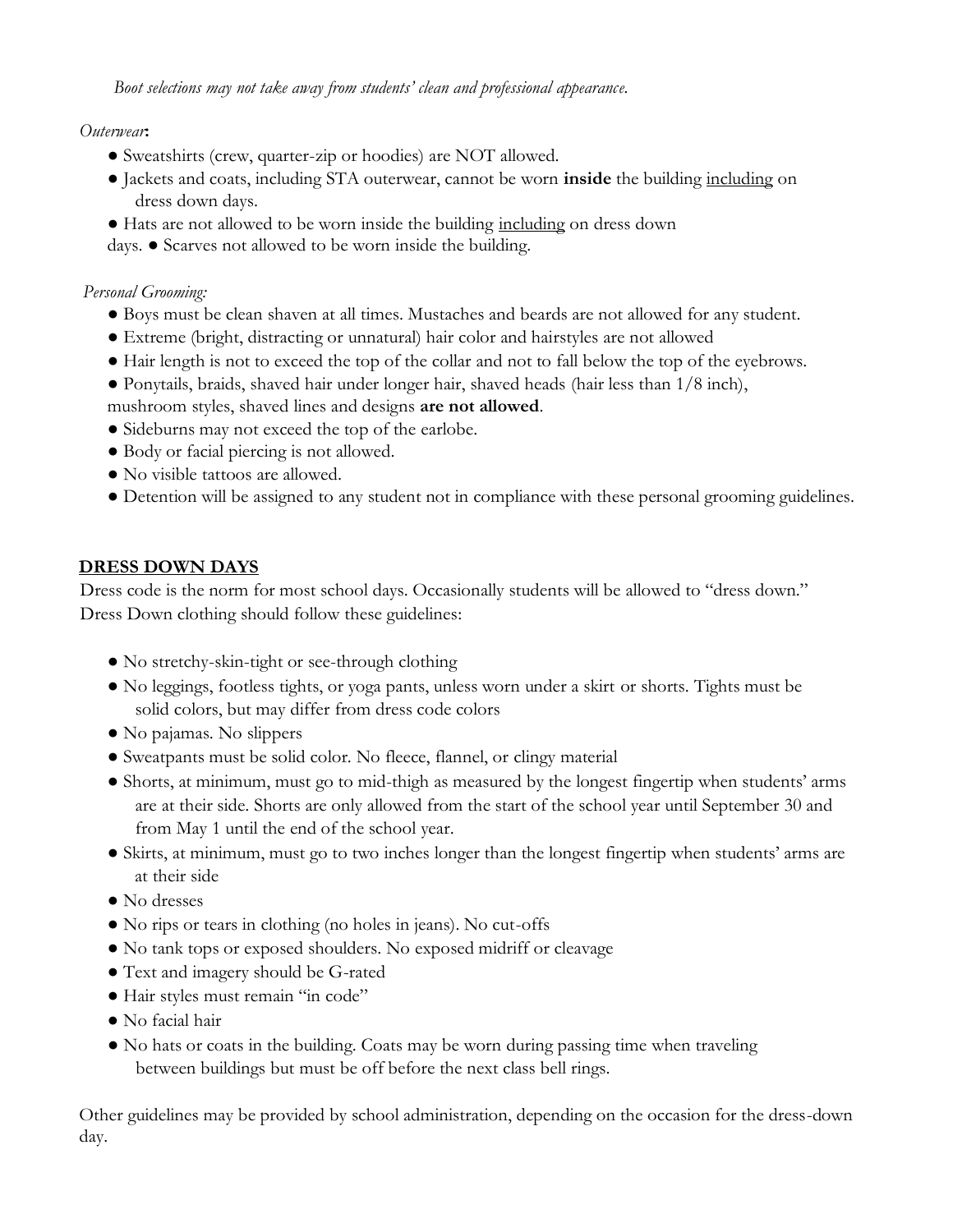*Boot selections may not take away from students' clean and professional appearance.*

*Outerwear***:**

- Sweatshirts (crew, quarter-zip or hoodies) are NOT allowed.
- Jackets and coats, including STA outerwear, cannot be worn **inside** the building <u>including</u> on dress down days.
- Hats are not allowed to be worn inside the building <u>including</u> on dress down days.
- Scarves not allowed to be worn inside the building.

*Personal Grooming:*

- Boys must be clean shaven at all times. Mustaches and beards are not allowed for any student.
- Extreme (bright, distracting or unnatural) hair color and hairstyles are not allowed
- Hair length is not to exceed the top of the collar and not to fall below the top of the eyebrows.
- Ponytails, braids, shaved hair under longer hair, shaved heads (hair less than 1/8 inch), mushroom styles, shaved lines and designs **are not allowed**.
- Sideburns may not exceed the top of the earlobe.
- Body or facial piercing is not allowed.
- No visible tattoos are allowed.
- Detention will be assigned to any student not in compliance with these personal grooming guidelines.

## DRESS DOWN DAYS

Dress code is the norm for most school days. Occasionally students will be allowed to "dress down." Dress Down clothing should follow these guidelines:

- No stretchy-skin-tight or see-through clothing
- No leggings, footless tights, or yoga pants, unless worn under a skirt or shorts. Tights must be solid colors, but may differ from dress code colors
- No pajamas. No slippers
- Sweatpants must be solid color. No fleece, flannel, or clingy material
- Shorts, at minimum, must go to mid-thigh as measured by the longest fingertip when students' arms are at their side. Shorts are only allowed from the start of the school year until September 30 and from May 1 until the end of the school year.
- Skirts, at minimum, must go to two inches longer than the longest fingertip when students' arms are at their side
- No dresses
- No rips or tears in clothing (no holes in jeans). No cut-offs
- No tank tops or exposed shoulders. No exposed midriff or cleavage
- Text and imagery should be G-rated
- Hair styles must remain "in code"
- No facial hair
- No hats or coats in the building. Coats may be worn during passing time when traveling between buildings but must be off before the next class bell rings.

Other guidelines may be provided by school administration, depending on the occasion for the dress-down day.